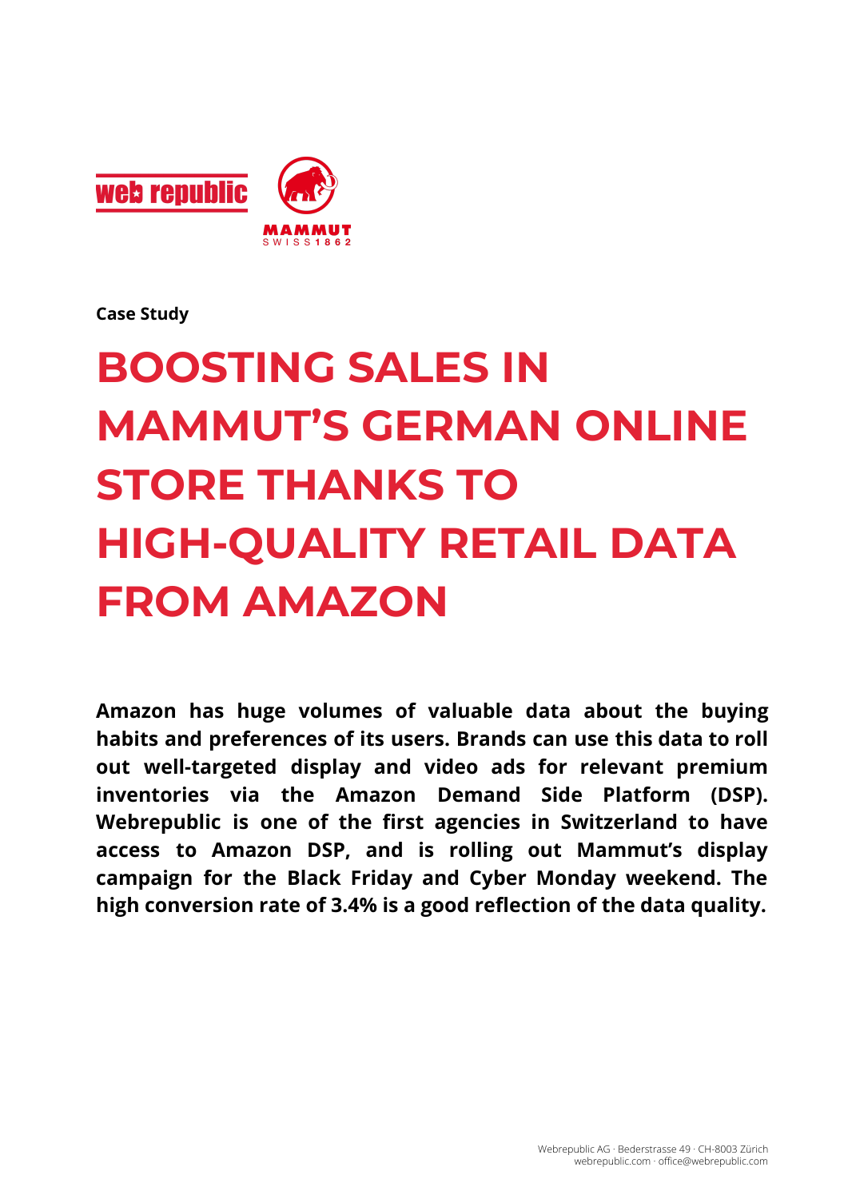Case Study

# BOOSTING SALES IN MAMMUT'S GERMAN ONLINE STORE THANKS TO HIGH-QUALITY RETAIL DATA FROM AMAZON

**Amazon has huge volumes of valuable data about the buying habits and preferences of its users. Brands can use this data to roll out well-targeted display and video ads for relevant premium inventories via the Amazon Demand Side Platform (DSP). Webrepublic is one of the first agencies in Switzerland to have access to Amazon DSP, and is rolling out Mammut's display campaign for the Black Friday and Cyber Monday weekend. The high conversion rate of 3.4% is a good reflection of the data quality.**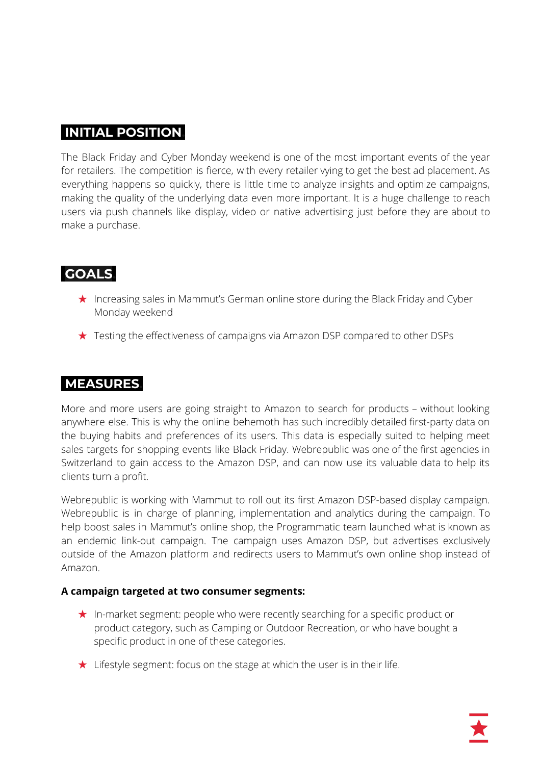## INITIAL POSITION

The Black Friday and Cyber Monday weekend is one of the most important events of the year for retailers. The competition is fierce, with every retailer vying to get the best ad placement. As everything happens so quickly, there is little time to analyze insights and optimize campaigns, making the quality of the underlying data even more important. It is a huge challenge to reach users via push channels like display, video or native advertising just before they are about to make a purchase.

## GOALS

- Increasing sales in Mammut's German online store during the Black Friday and Cyber Monday weekend
- Testing the effectiveness of campaigns via Amazon DSP compared to other DSPs

## MEASURES

More and more users are going straight to Amazon to search for products – without looking anywhere else. This is why the online behemoth has such incredibly detailed first-party data on the buying habits and preferences of its users. This data is especially suited to helping meet sales targets for shopping events like Black Friday. Webrepublic was one of the first agencies in Switzerland to gain access to the Amazon DSP, and can now use its valuable data to help its clients turn a profit.

Webrepublic is working with Mammut to roll out its first Amazon DSP-based display campaign. Webrepublic is in charge of planning, implementation and analytics during the campaign. To help boost sales in Mammut's online shop, the Programmatic team launched what is known as an endemic link-out campaign. The campaign uses Amazon DSP, but advertises exclusively outside of the Amazon platform and redirects users to Mammut's own online shop instead of Amazon.

**A campaign targeted at two consumer segments:**

- In-market segment: people who were recently searching for a specific product or product category, such as Camping or Outdoor Recreation, or who have bought a specific product in one of these categories.
- Lifestyle segment: focus on the stage at which the user is in their life.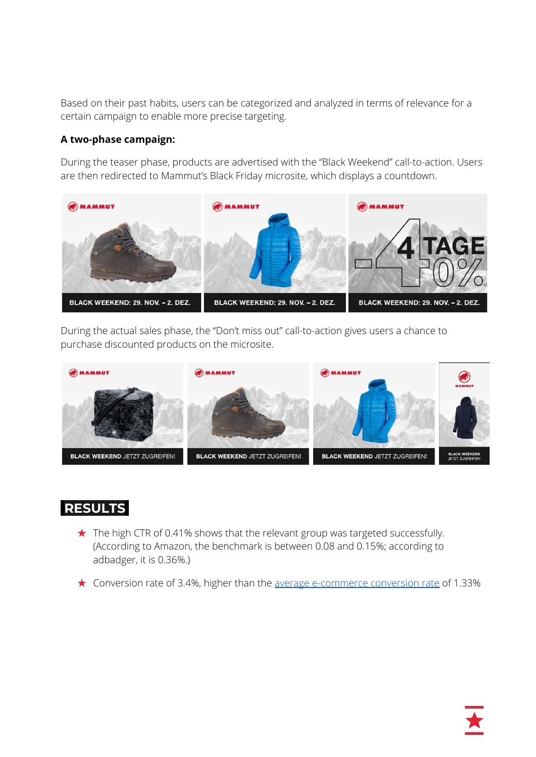Based on their past habits, users can be categorized and analyzed in terms of relevance for a certain campaign to enable more precise targeting.

**A two-phase campaign:**

During the teaser phase, products are advertised with the "Black Weekend" call-to-action. Users are then redirected to Mammut's Black Friday microsite, which displays a countdown.

During the actual sales phase, the "Don't miss out" call-to-action gives users a chance to purchase discounted products on the microsite.

## RESULTS

- The high CTR of 0.41% shows that the relevant group was targeted successfully. (According to Amazon, the benchmark is between 0.08 and 0.15%; according to adbadger, it is 0.36%.)
- Conversion rate of 3.4%, higher than the average e-commerce conversion rate of 1.33%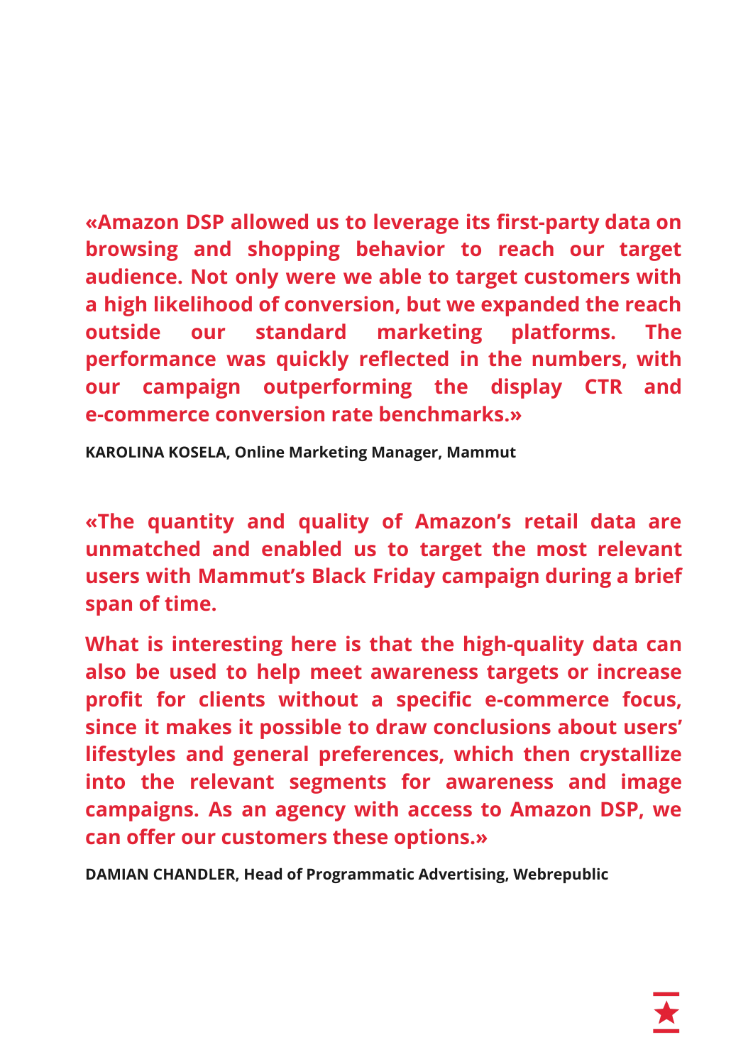**«Amazon DSP allowed us to leverage its first-party data on browsing and shopping behavior to reach our target audience. Not only were we able to target customers with a high likelihood of conversion, but we expanded the reach outside our standard marketing platforms. The performance was quickly reflected in the numbers, with our campaign outperforming the display CTR and e-commerce conversion rate benchmarks.»**

**KAROLINA KOSELA, Online Marketing Manager, Mammut**

**«The quantity and quality of Amazon's retail data are unmatched and enabled us to target the most relevant users with Mammut's Black Friday campaign during a brief span of time.**

**What is interesting here is that the high-quality data can also be used to help meet awareness targets or increase profit for clients without a specific e-commerce focus, since it makes it possible to draw conclusions about users' lifestyles and general preferences, which then crystallize into the relevant segments for awareness and image campaigns. As an agency with access to Amazon DSP, we can offer our customers these options.»**

**DAMIAN CHANDLER, Head of Programmatic Advertising, Webrepublic**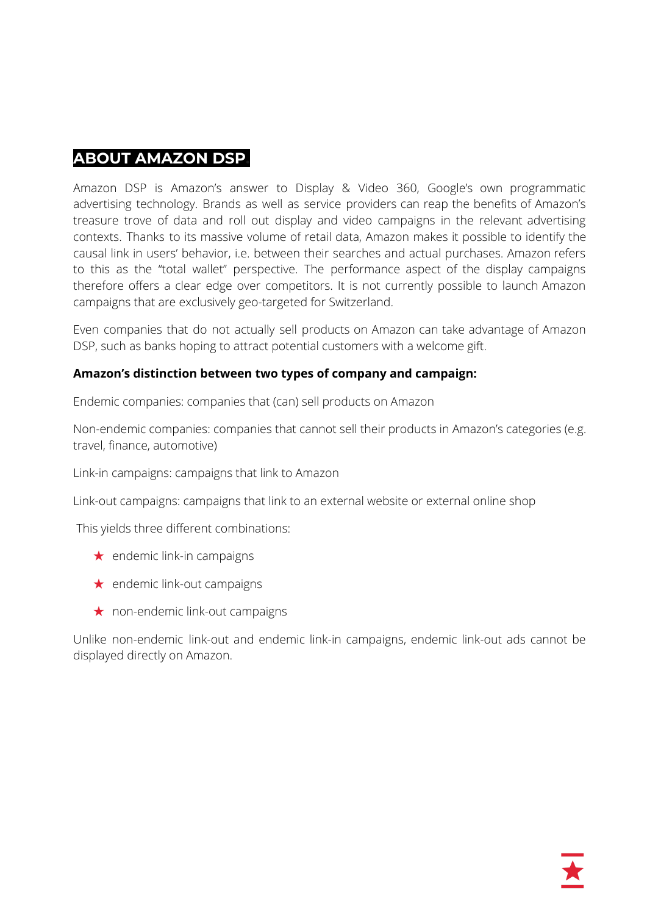## ABOUT AMAZON DSP

Amazon DSP is Amazon's answer to Display & Video 360, Google's own programmatic advertising technology. Brands as well as service providers can reap the benefits of Amazon's treasure trove of data and roll out display and video campaigns in the relevant advertising contexts. Thanks to its massive volume of retail data, Amazon makes it possible to identify the causal link in users' behavior, i.e. between their searches and actual purchases. Amazon refers to this as the "total wallet" perspective. The performance aspect of the display campaigns therefore offers a clear edge over competitors. It is not currently possible to launch Amazon campaigns that are exclusively geo-targeted for Switzerland.

Even companies that do not actually sell products on Amazon can take advantage of Amazon DSP, such as banks hoping to attract potential customers with a welcome gift.

**Amazon's distinction between two types of company and campaign:**

Endemic companies: companies that (can) sell products on Amazon

Non-endemic companies: companies that cannot sell their products in Amazon's categories (e.g. travel, finance, automotive)

Link-in campaigns: campaigns that link to Amazon

Link-out campaigns: campaigns that link to an external website or external online shop

This yields three different combinations:

- endemic link-in campaigns
- endemic link-out campaigns
- non-endemic link-out campaigns

Unlike non-endemic link-out and endemic link-in campaigns, endemic link-out ads cannot be displayed directly on Amazon.